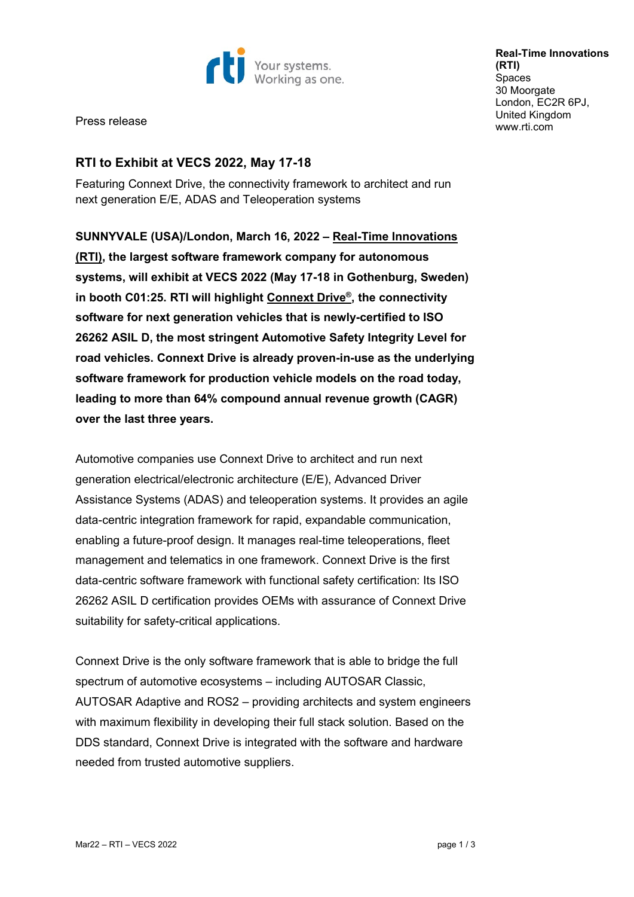Press release

**Real-Time Innovations (RTI)**
Spaces
30 Moorgate
London, EC2R 6PJ,
United Kingdom
www.rti.com

## RTI to Exhibit at VECS 2022, May 17-18

Featuring Connext Drive, the connectivity framework to architect and run next generation E/E, ADAS and Teleoperation systems

**SUNNYVALE (USA)/London, March 16, 2022 – Real-Time Innovations (RTI), the largest software framework company for autonomous systems, will exhibit at VECS 2022 (May 17-18 in Gothenburg, Sweden) in booth C01:25. RTI will highlight Connext Drive®, the connectivity software for next generation vehicles that is newly-certified to ISO 26262 ASIL D, the most stringent Automotive Safety Integrity Level for road vehicles. Connext Drive is already proven-in-use as the underlying software framework for production vehicle models on the road today, leading to more than 64% compound annual revenue growth (CAGR) over the last three years.**

Automotive companies use Connext Drive to architect and run next generation electrical/electronic architecture (E/E), Advanced Driver Assistance Systems (ADAS) and teleoperation systems. It provides an agile data-centric integration framework for rapid, expandable communication, enabling a future-proof design. It manages real-time teleoperations, fleet management and telematics in one framework. Connext Drive is the first data-centric software framework with functional safety certification: Its ISO 26262 ASIL D certification provides OEMs with assurance of Connext Drive suitability for safety-critical applications.

Connext Drive is the only software framework that is able to bridge the full spectrum of automotive ecosystems – including AUTOSAR Classic, AUTOSAR Adaptive and ROS2 – providing architects and system engineers with maximum flexibility in developing their full stack solution. Based on the DDS standard, Connext Drive is integrated with the software and hardware needed from trusted automotive suppliers.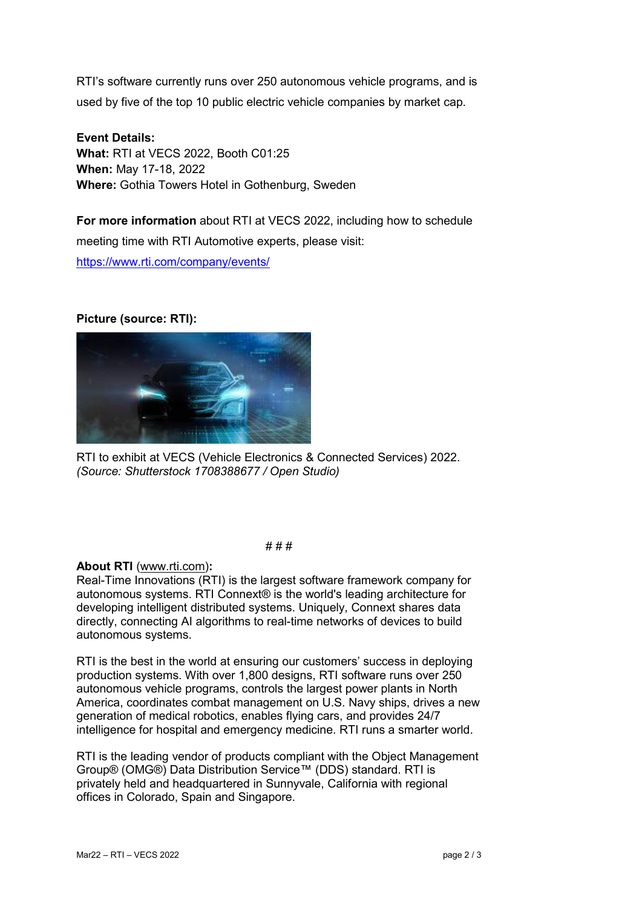RTI's software currently runs over 250 autonomous vehicle programs, and is used by five of the top 10 public electric vehicle companies by market cap.

**Event Details:**
**What:** RTI at VECS 2022, Booth C01:25
**When:** May 17-18, 2022
**Where:** Gothia Towers Hotel in Gothenburg, Sweden

**For more information** about RTI at VECS 2022, including how to schedule meeting time with RTI Automotive experts, please visit:
https://www.rti.com/company/events/

**Picture (source: RTI):**

RTI to exhibit at VECS (Vehicle Electronics & Connected Services) 2022.
*(Source: Shutterstock 1708388677 / Open Studio)*

# # #

**About RTI** (www.rti.com)**:**
Real-Time Innovations (RTI) is the largest software framework company for autonomous systems. RTI Connext® is the world's leading architecture for developing intelligent distributed systems. Uniquely, Connext shares data directly, connecting AI algorithms to real-time networks of devices to build autonomous systems.

RTI is the best in the world at ensuring our customers' success in deploying production systems. With over 1,800 designs, RTI software runs over 250 autonomous vehicle programs, controls the largest power plants in North America, coordinates combat management on U.S. Navy ships, drives a new generation of medical robotics, enables flying cars, and provides 24/7 intelligence for hospital and emergency medicine. RTI runs a smarter world.

RTI is the leading vendor of products compliant with the Object Management Group® (OMG®) Data Distribution Service™ (DDS) standard. RTI is privately held and headquartered in Sunnyvale, California with regional offices in Colorado, Spain and Singapore.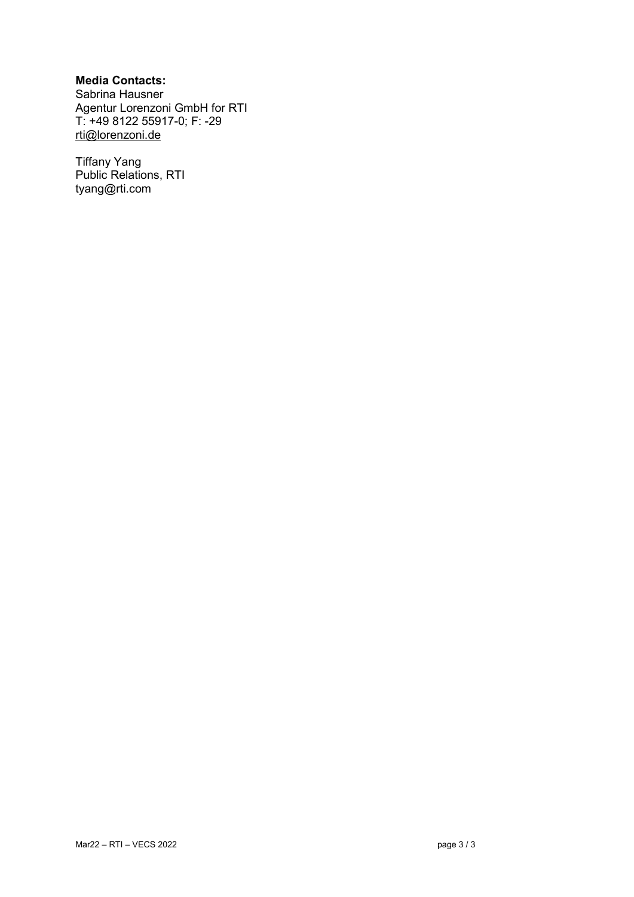**Media Contacts:**
Sabrina Hausner
Agentur Lorenzoni GmbH for RTI
T: +49 8122 55917-0; F: -29
rti@lorenzoni.de

Tiffany Yang
Public Relations, RTI
tyang@rti.com